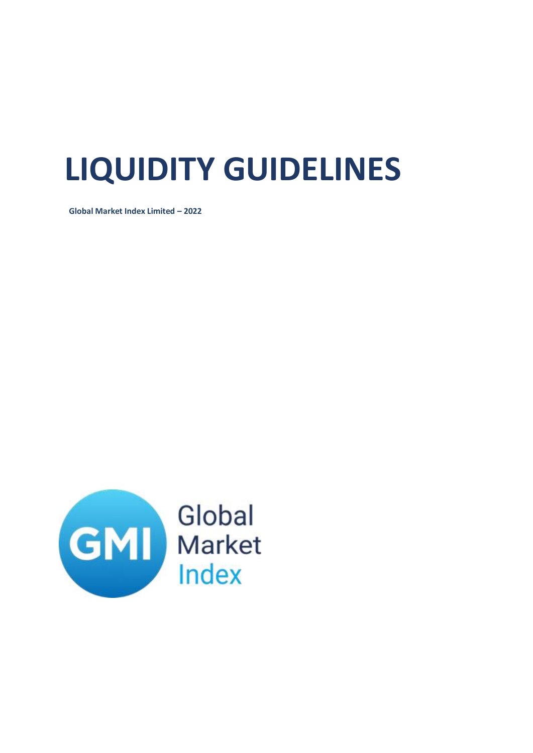# LIQUIDITY GUIDELINES

**Global Market Index Limited – 2022**

Global
Market
Index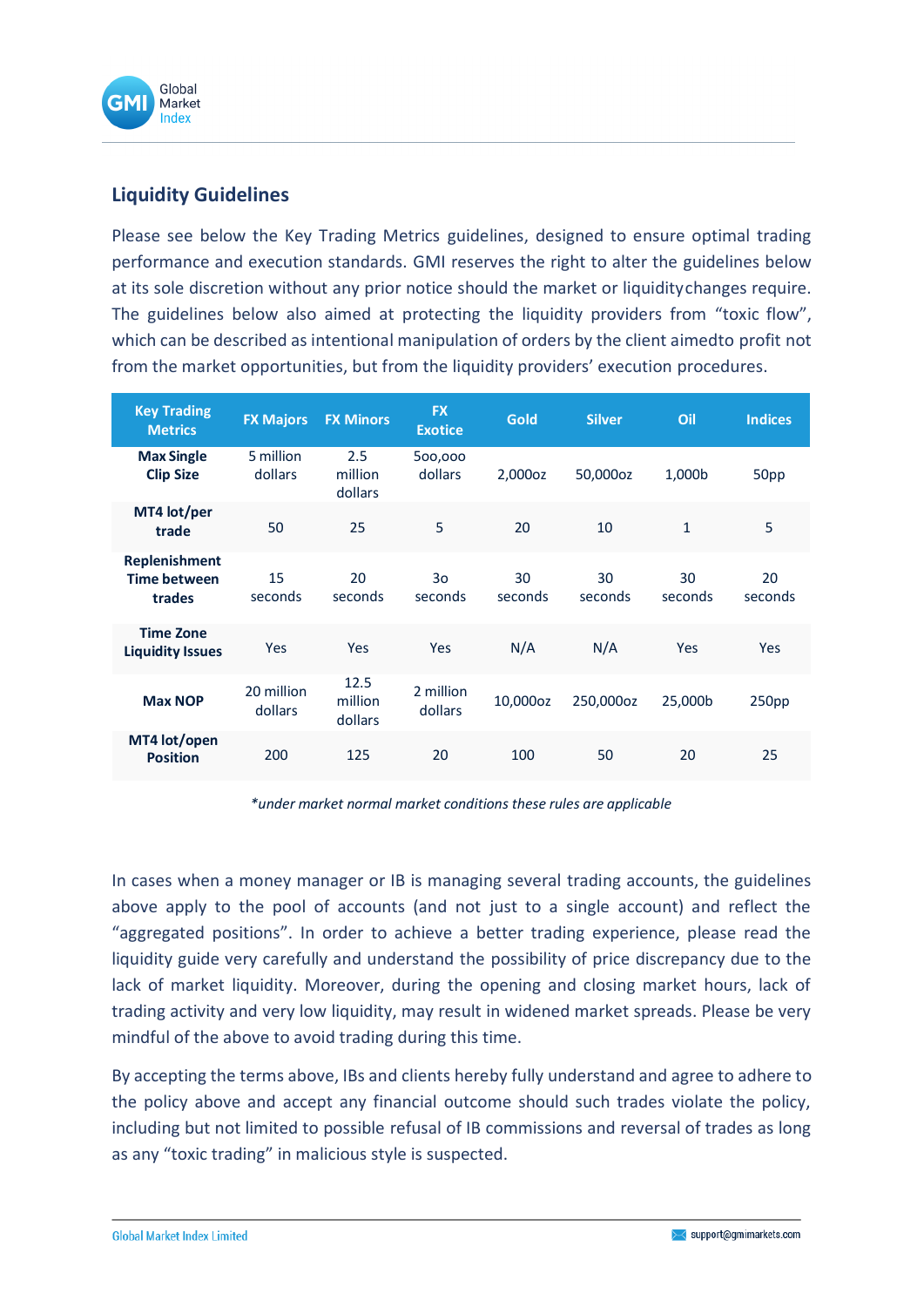## Liquidity Guidelines

Please see below the Key Trading Metrics guidelines, designed to ensure optimal trading performance and execution standards. GMI reserves the right to alter the guidelines below at its sole discretion without any prior notice should the market or liquiditychanges require. The guidelines below also aimed at protecting the liquidity providers from "toxic flow", which can be described as intentional manipulation of orders by the client aimedto profit not from the market opportunities, but from the liquidity providers' execution procedures.

| Key Trading Metrics | FX Majors | FX Minors | FX Exotice | Gold | Silver | Oil | Indices |
|---|---|---|---|---|---|---|---|
| **Max Single Clip Size** | 5 million dollars | 2.5 million dollars | 5oo,ooo dollars | 2,000oz | 50,000oz | 1,000b | 50pp |
| **MT4 lot/per trade** | 50 | 25 | 5 | 20 | 10 | 1 | 5 |
| **Replenishment Time between trades** | 15 seconds | 20 seconds | 3o seconds | 30 seconds | 30 seconds | 30 seconds | 20 seconds |
| **Time Zone Liquidity Issues** | Yes | Yes | Yes | N/A | N/A | Yes | Yes |
| **Max NOP** | 20 million dollars | 12.5 million dollars | 2 million dollars | 10,000oz | 250,000oz | 25,000b | 250pp |
| **MT4 lot/open Position** | 200 | 125 | 20 | 100 | 50 | 20 | 25 |

*\*under market normal market conditions these rules are applicable*

In cases when a money manager or IB is managing several trading accounts, the guidelines above apply to the pool of accounts (and not just to a single account) and reflect the "aggregated positions". In order to achieve a better trading experience, please read the liquidity guide very carefully and understand the possibility of price discrepancy due to the lack of market liquidity. Moreover, during the opening and closing market hours, lack of trading activity and very low liquidity, may result in widened market spreads. Please be very mindful of the above to avoid trading during this time.

By accepting the terms above, IBs and clients hereby fully understand and agree to adhere to the policy above and accept any financial outcome should such trades violate the policy, including but not limited to possible refusal of IB commissions and reversal of trades as long as any "toxic trading" in malicious style is suspected.